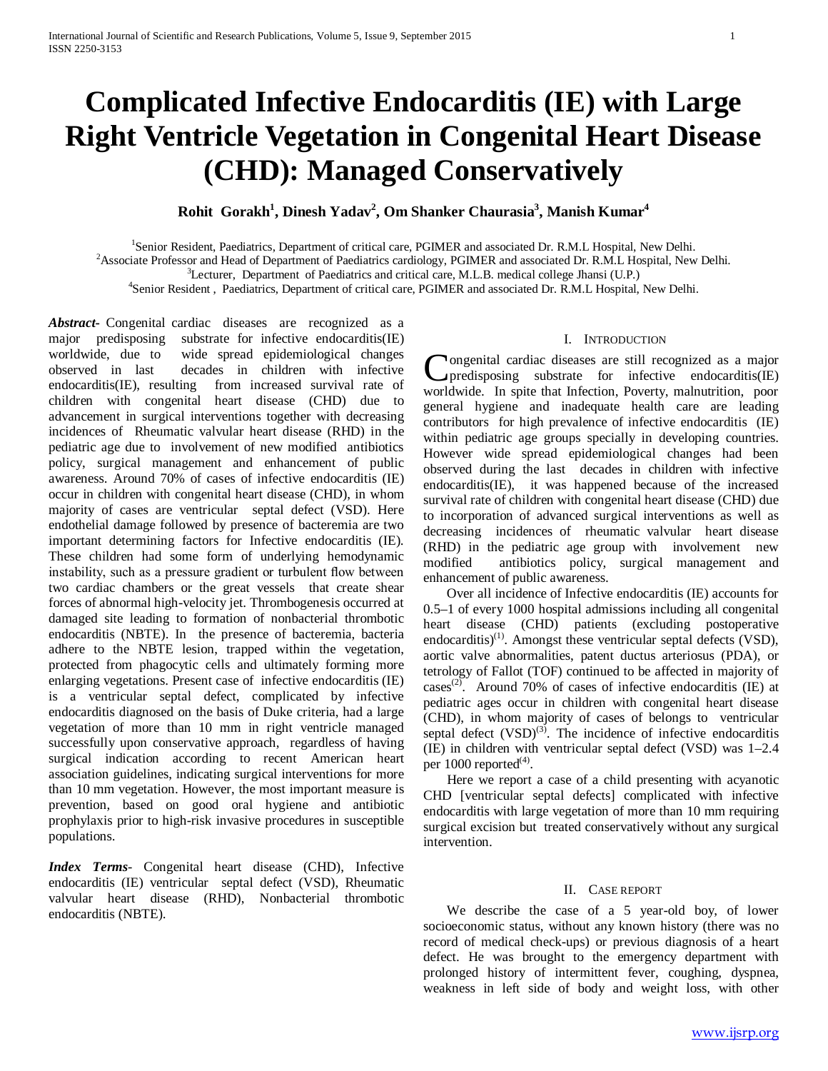# Complicated Infective Endocarditis (IE) with Large Right Ventricle Vegetation in Congenital Heart Disease (CHD): Managed Conservatively

**Rohit Gorakh[1], Dinesh Yadav[2], Om Shanker Chaurasia[3], Manish Kumar[4]**

[1]Senior Resident, Paediatrics, Department of critical care, PGIMER and associated Dr. R.M.L Hospital, New Delhi.
[2]Associate Professor and Head of Department of Paediatrics cardiology, PGIMER and associated Dr. R.M.L Hospital, New Delhi.
[3]Lecturer, Department of Paediatrics and critical care, M.L.B. medical college Jhansi (U.P.)
[4]Senior Resident , Paediatrics, Department of critical care, PGIMER and associated Dr. R.M.L Hospital, New Delhi.

***Abstract***- Congenital cardiac diseases are recognized as a major predisposing substrate for infective endocarditis(IE) worldwide, due to wide spread epidemiological changes observed in last decades in children with infective endocarditis(IE), resulting from increased survival rate of children with congenital heart disease (CHD) due to advancement in surgical interventions together with decreasing incidences of Rheumatic valvular heart disease (RHD) in the pediatric age due to involvement of new modified antibiotics policy, surgical management and enhancement of public awareness. Around 70% of cases of infective endocarditis (IE) occur in children with congenital heart disease (CHD), in whom majority of cases are ventricular septal defect (VSD). Here endothelial damage followed by presence of bacteremia are two important determining factors for Infective endocarditis (IE). These children had some form of underlying hemodynamic instability, such as a pressure gradient or turbulent flow between two cardiac chambers or the great vessels that create shear forces of abnormal high-velocity jet. Thrombogenesis occurred at damaged site leading to formation of nonbacterial thrombotic endocarditis (NBTE). In the presence of bacteremia, bacteria adhere to the NBTE lesion, trapped within the vegetation, protected from phagocytic cells and ultimately forming more enlarging vegetations. Present case of infective endocarditis (IE) is a ventricular septal defect, complicated by infective endocarditis diagnosed on the basis of Duke criteria, had a large vegetation of more than 10 mm in right ventricle managed successfully upon conservative approach, regardless of having surgical indication according to recent American heart association guidelines, indicating surgical interventions for more than 10 mm vegetation. However, the most important measure is prevention, based on good oral hygiene and antibiotic prophylaxis prior to high-risk invasive procedures in susceptible populations.

***Index Terms***- Congenital heart disease (CHD), Infective endocarditis (IE) ventricular septal defect (VSD), Rheumatic valvular heart disease (RHD), Nonbacterial thrombotic endocarditis (NBTE).

## I. Introduction

Congenital cardiac diseases are still recognized as a major predisposing substrate for infective endocarditis(IE) worldwide. In spite that Infection, Poverty, malnutrition, poor general hygiene and inadequate health care are leading contributors for high prevalence of infective endocarditis (IE) within pediatric age groups specially in developing countries. However wide spread epidemiological changes had been observed during the last decades in children with infective endocarditis(IE), it was happened because of the increased survival rate of children with congenital heart disease (CHD) due to incorporation of advanced surgical interventions as well as decreasing incidences of rheumatic valvular heart disease (RHD) in the pediatric age group with involvement new modified antibiotics policy, surgical management and enhancement of public awareness.

Over all incidence of Infective endocarditis (IE) accounts for 0.5–1 of every 1000 hospital admissions including all congenital heart disease (CHD) patients (excluding postoperative endocarditis)[(1)]. Amongst these ventricular septal defects (VSD), aortic valve abnormalities, patent ductus arteriosus (PDA), or tetrology of Fallot (TOF) continued to be affected in majority of cases[(2)]. Around 70% of cases of infective endocarditis (IE) at pediatric ages occur in children with congenital heart disease (CHD), in whom majority of cases of belongs to ventricular septal defect (VSD)[(3)]. The incidence of infective endocarditis (IE) in children with ventricular septal defect (VSD) was 1–2.4 per 1000 reported[(4)].

Here we report a case of a child presenting with acyanotic CHD [ventricular septal defects] complicated with infective endocarditis with large vegetation of more than 10 mm requiring surgical excision but treated conservatively without any surgical intervention.

## II. Case report

We describe the case of a 5 year-old boy, of lower socioeconomic status, without any known history (there was no record of medical check-ups) or previous diagnosis of a heart defect. He was brought to the emergency department with prolonged history of intermittent fever, coughing, dyspnea, weakness in left side of body and weight loss, with other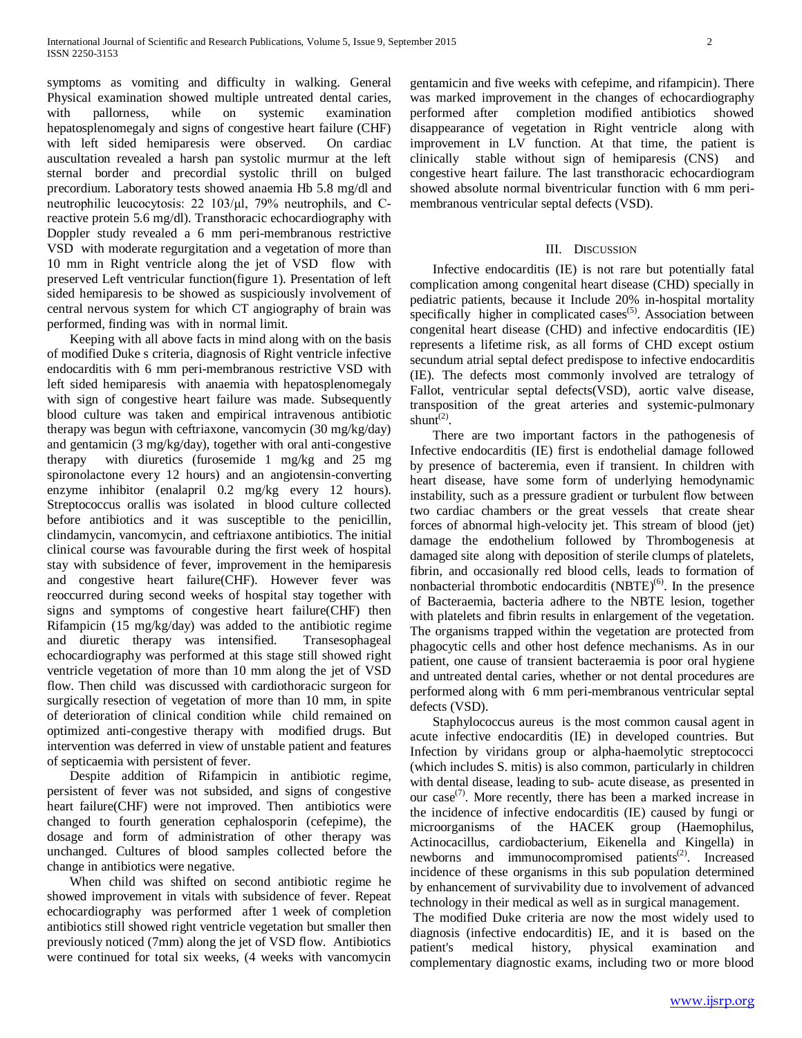symptoms as vomiting and difficulty in walking. General Physical examination showed multiple untreated dental caries, with pallorness, while on systemic examination hepatosplenomegaly and signs of congestive heart failure (CHF) with left sided hemiparesis were observed. On cardiac auscultation revealed a harsh pan systolic murmur at the left sternal border and precordial systolic thrill on bulged precordium. Laboratory tests showed anaemia Hb 5.8 mg/dl and neutrophilic leucocytosis: 22 103/μl, 79% neutrophils, and C-reactive protein 5.6 mg/dl). Transthoracic echocardiography with Doppler study revealed a 6 mm peri-membranous restrictive VSD with moderate regurgitation and a vegetation of more than 10 mm in Right ventricle along the jet of VSD flow with preserved Left ventricular function(figure 1). Presentation of left sided hemiparesis to be showed as suspiciously involvement of central nervous system for which CT angiography of brain was performed, finding was with in normal limit.

Keeping with all above facts in mind along with on the basis of modified Duke s criteria, diagnosis of Right ventricle infective endocarditis with 6 mm peri-membranous restrictive VSD with left sided hemiparesis with anaemia with hepatosplenomegaly with sign of congestive heart failure was made. Subsequently blood culture was taken and empirical intravenous antibiotic therapy was begun with ceftriaxone, vancomycin (30 mg/kg/day) and gentamicin (3 mg/kg/day), together with oral anti-congestive therapy with diuretics (furosemide 1 mg/kg and 25 mg spironolactone every 12 hours) and an angiotensin-converting enzyme inhibitor (enalapril 0.2 mg/kg every 12 hours). Streptococcus orallis was isolated in blood culture collected before antibiotics and it was susceptible to the penicillin, clindamycin, vancomycin, and ceftriaxone antibiotics. The initial clinical course was favourable during the first week of hospital stay with subsidence of fever, improvement in the hemiparesis and congestive heart failure(CHF). However fever was reoccurred during second weeks of hospital stay together with signs and symptoms of congestive heart failure(CHF) then Rifampicin (15 mg/kg/day) was added to the antibiotic regime and diuretic therapy was intensified. Transesophageal echocardiography was performed at this stage still showed right ventricle vegetation of more than 10 mm along the jet of VSD flow. Then child was discussed with cardiothoracic surgeon for surgically resection of vegetation of more than 10 mm, in spite of deterioration of clinical condition while child remained on optimized anti-congestive therapy with modified drugs. But intervention was deferred in view of unstable patient and features of septicaemia with persistent of fever.

Despite addition of Rifampicin in antibiotic regime, persistent of fever was not subsided, and signs of congestive heart failure(CHF) were not improved. Then antibiotics were changed to fourth generation cephalosporin (cefepime), the dosage and form of administration of other therapy was unchanged. Cultures of blood samples collected before the change in antibiotics were negative.

When child was shifted on second antibiotic regime he showed improvement in vitals with subsidence of fever. Repeat echocardiography was performed after 1 week of completion antibiotics still showed right ventricle vegetation but smaller then previously noticed (7mm) along the jet of VSD flow. Antibiotics were continued for total six weeks, (4 weeks with vancomycin gentamicin and five weeks with cefepime, and rifampicin). There was marked improvement in the changes of echocardiography performed after completion modified antibiotics showed disappearance of vegetation in Right ventricle along with improvement in LV function. At that time, the patient is clinically stable without sign of hemiparesis (CNS) and congestive heart failure. The last transthoracic echocardiogram showed absolute normal biventricular function with 6 mm peri-membranous ventricular septal defects (VSD).

## III. Discussion

Infective endocarditis (IE) is not rare but potentially fatal complication among congenital heart disease (CHD) specially in pediatric patients, because it Include 20% in-hospital mortality specifically higher in complicated cases[5]. Association between congenital heart disease (CHD) and infective endocarditis (IE) represents a lifetime risk, as all forms of CHD except ostium secundum atrial septal defect predispose to infective endocarditis (IE). The defects most commonly involved are tetralogy of Fallot, ventricular septal defects(VSD), aortic valve disease, transposition of the great arteries and systemic-pulmonary shunt[2].

There are two important factors in the pathogenesis of Infective endocarditis (IE) first is endothelial damage followed by presence of bacteremia, even if transient. In children with heart disease, have some form of underlying hemodynamic instability, such as a pressure gradient or turbulent flow between two cardiac chambers or the great vessels that create shear forces of abnormal high-velocity jet. This stream of blood (jet) damage the endothelium followed by Thrombogenesis at damaged site along with deposition of sterile clumps of platelets, fibrin, and occasionally red blood cells, leads to formation of nonbacterial thrombotic endocarditis (NBTE)[6]. In the presence of Bacteraemia, bacteria adhere to the NBTE lesion, together with platelets and fibrin results in enlargement of the vegetation. The organisms trapped within the vegetation are protected from phagocytic cells and other host defence mechanisms. As in our patient, one cause of transient bacteraemia is poor oral hygiene and untreated dental caries, whether or not dental procedures are performed along with 6 mm peri-membranous ventricular septal defects (VSD).

Staphylococcus aureus is the most common causal agent in acute infective endocarditis (IE) in developed countries. But Infection by viridans group or alpha-haemolytic streptococci (which includes S. mitis) is also common, particularly in children with dental disease, leading to sub- acute disease, as presented in our case[7]. More recently, there has been a marked increase in the incidence of infective endocarditis (IE) caused by fungi or microorganisms of the HACEK group (Haemophilus, Actinocacillus, cardiobacterium, Eikenella and Kingella) in newborns and immunocompromised patients[2]. Increased incidence of these organisms in this sub population determined by enhancement of survivability due to involvement of advanced technology in their medical as well as in surgical management.

The modified Duke criteria are now the most widely used to diagnosis (infective endocarditis) IE, and it is based on the patient's medical history, physical examination and complementary diagnostic exams, including two or more blood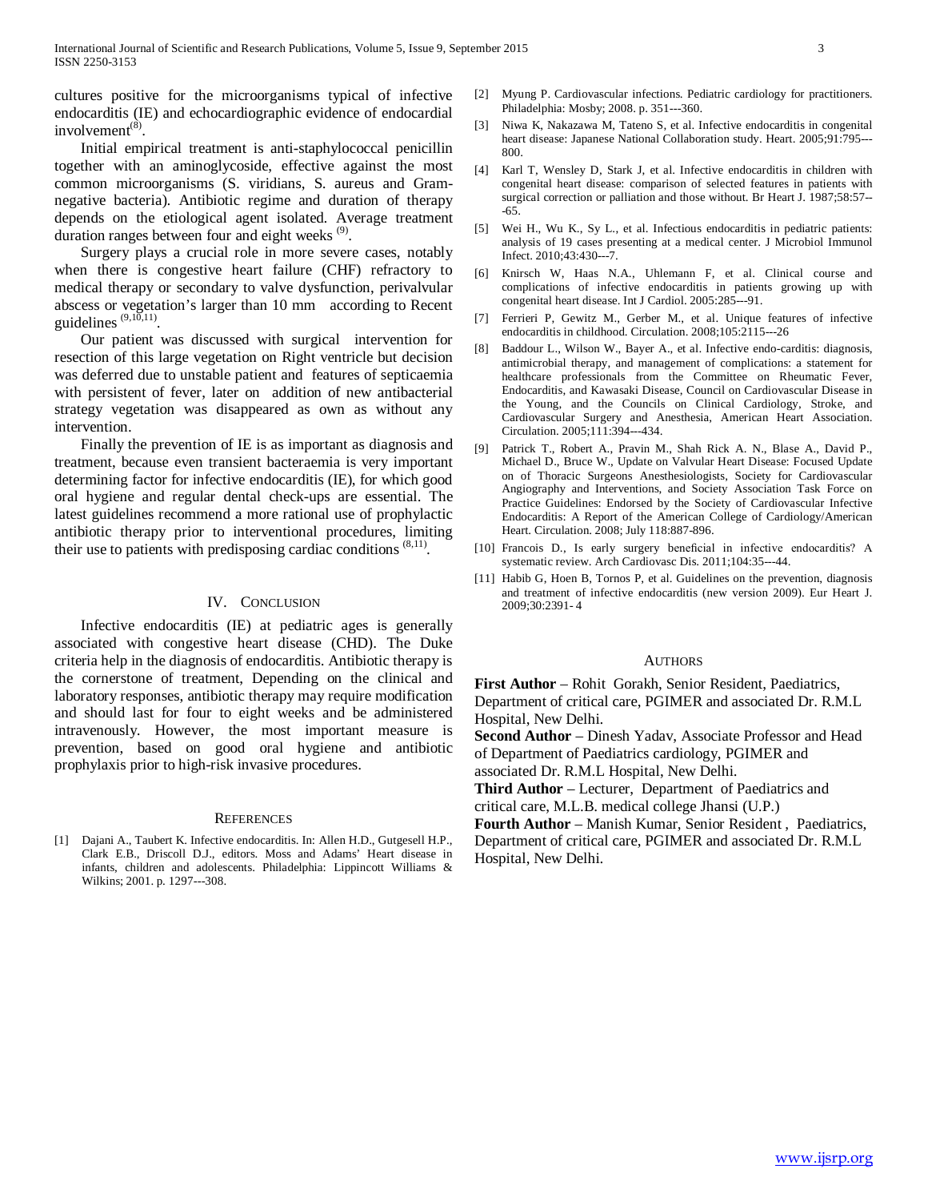cultures positive for the microorganisms typical of infective endocarditis (IE) and echocardiographic evidence of endocardial involvement[8].

Initial empirical treatment is anti-staphylococcal penicillin together with an aminoglycoside, effective against the most common microorganisms (S. viridians, S. aureus and Gram-negative bacteria). Antibiotic regime and duration of therapy depends on the etiological agent isolated. Average treatment duration ranges between four and eight weeks [9].

Surgery plays a crucial role in more severe cases, notably when there is congestive heart failure (CHF) refractory to medical therapy or secondary to valve dysfunction, perivalvular abscess or vegetation's larger than 10 mm according to Recent guidelines [9,10,11].

Our patient was discussed with surgical intervention for resection of this large vegetation on Right ventricle but decision was deferred due to unstable patient and features of septicaemia with persistent of fever, later on addition of new antibacterial strategy vegetation was disappeared as own as without any intervention.

Finally the prevention of IE is as important as diagnosis and treatment, because even transient bacteraemia is very important determining factor for infective endocarditis (IE), for which good oral hygiene and regular dental check-ups are essential. The latest guidelines recommend a more rational use of prophylactic antibiotic therapy prior to interventional procedures, limiting their use to patients with predisposing cardiac conditions [8,11].

## IV. Conclusion

Infective endocarditis (IE) at pediatric ages is generally associated with congestive heart disease (CHD). The Duke criteria help in the diagnosis of endocarditis. Antibiotic therapy is the cornerstone of treatment, Depending on the clinical and laboratory responses, antibiotic therapy may require modification and should last for four to eight weeks and be administered intravenously. However, the most important measure is prevention, based on good oral hygiene and antibiotic prophylaxis prior to high-risk invasive procedures.

## References

[1] Dajani A., Taubert K. Infective endocarditis. In: Allen H.D., Gutgesell H.P., Clark E.B., Driscoll D.J., editors. Moss and Adams' Heart disease in infants, children and adolescents. Philadelphia: Lippincott Williams & Wilkins; 2001. p. 1297---308.

[2] Myung P. Cardiovascular infections. Pediatric cardiology for practitioners. Philadelphia: Mosby; 2008. p. 351---360.

[3] Niwa K, Nakazawa M, Tateno S, et al. Infective endocarditis in congenital heart disease: Japanese National Collaboration study. Heart. 2005;91:795---800.

[4] Karl T, Wensley D, Stark J, et al. Infective endocarditis in children with congenital heart disease: comparison of selected features in patients with surgical correction or palliation and those without. Br Heart J. 1987;58:57---65.

[5] Wei H., Wu K., Sy L., et al. Infectious endocarditis in pediatric patients: analysis of 19 cases presenting at a medical center. J Microbiol Immunol Infect. 2010;43:430---7.

[6] Knirsch W, Haas N.A., Uhlemann F, et al. Clinical course and complications of infective endocarditis in patients growing up with congenital heart disease. Int J Cardiol. 2005:285---91.

[7] Ferrieri P, Gewitz M., Gerber M., et al. Unique features of infective endocarditis in childhood. Circulation. 2008;105:2115---26

[8] Baddour L., Wilson W., Bayer A., et al. Infective endo-carditis: diagnosis, antimicrobial therapy, and management of complications: a statement for healthcare professionals from the Committee on Rheumatic Fever, Endocarditis, and Kawasaki Disease, Council on Cardiovascular Disease in the Young, and the Councils on Clinical Cardiology, Stroke, and Cardiovascular Surgery and Anesthesia, American Heart Association. Circulation. 2005;111:394---434.

[9] Patrick T., Robert A., Pravin M., Shah Rick A. N., Blase A., David P., Michael D., Bruce W., Update on Valvular Heart Disease: Focused Update on of Thoracic Surgeons Anesthesiologists, Society for Cardiovascular Angiography and Interventions, and Society Association Task Force on Practice Guidelines: Endorsed by the Society of Cardiovascular Infective Endocarditis: A Report of the American College of Cardiology/American Heart. Circulation. 2008; July 118:887-896.

[10] Francois D., Is early surgery beneficial in infective endocarditis? A systematic review. Arch Cardiovasc Dis. 2011;104:35---44.

[11] Habib G, Hoen B, Tornos P, et al. Guidelines on the prevention, diagnosis and treatment of infective endocarditis (new version 2009). Eur Heart J. 2009;30:2391- 4

## Authors

**First Author** – Rohit Gorakh, Senior Resident, Paediatrics, Department of critical care, PGIMER and associated Dr. R.M.L Hospital, New Delhi.

**Second Author** – Dinesh Yadav, Associate Professor and Head of Department of Paediatrics cardiology, PGIMER and associated Dr. R.M.L Hospital, New Delhi.

**Third Author** – Lecturer, Department of Paediatrics and critical care, M.L.B. medical college Jhansi (U.P.)

**Fourth Author** – Manish Kumar, Senior Resident , Paediatrics, Department of critical care, PGIMER and associated Dr. R.M.L Hospital, New Delhi.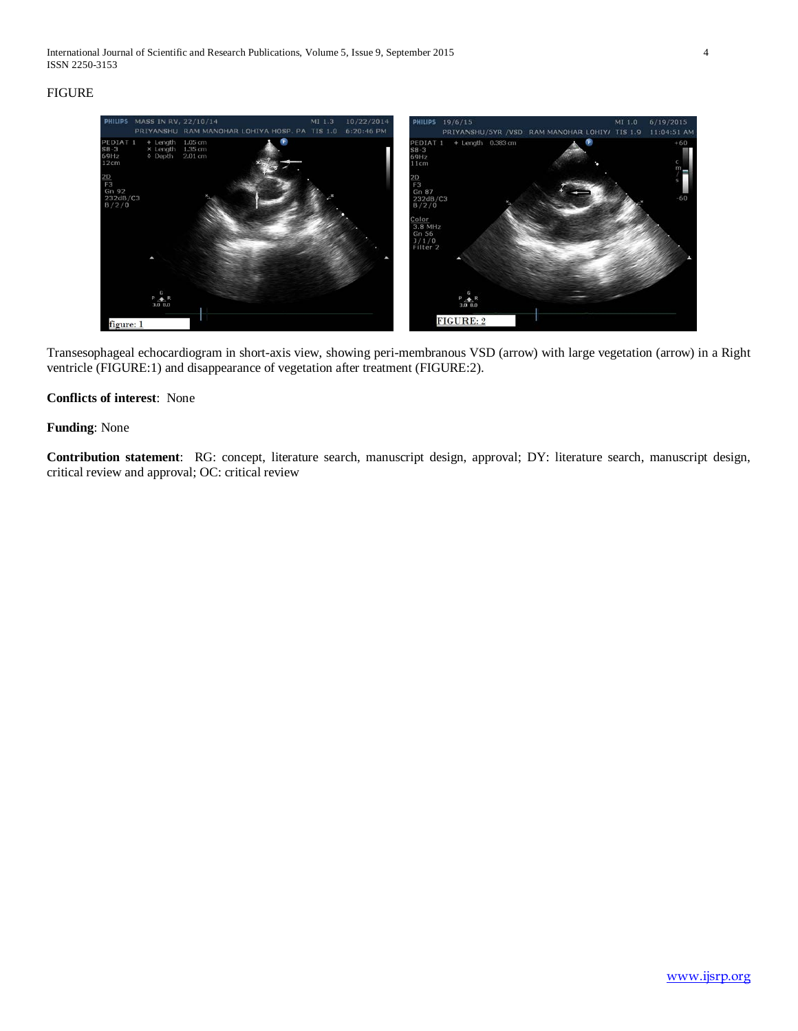FIGURE

Transesophageal echocardiogram in short-axis view, showing peri-membranous VSD (arrow) with large vegetation (arrow) in a Right ventricle (FIGURE:1) and disappearance of vegetation after treatment (FIGURE:2).

**Conflicts of interest**: None

**Funding**: None

**Contribution statement**: RG: concept, literature search, manuscript design, approval; DY: literature search, manuscript design, critical review and approval; OC: critical review